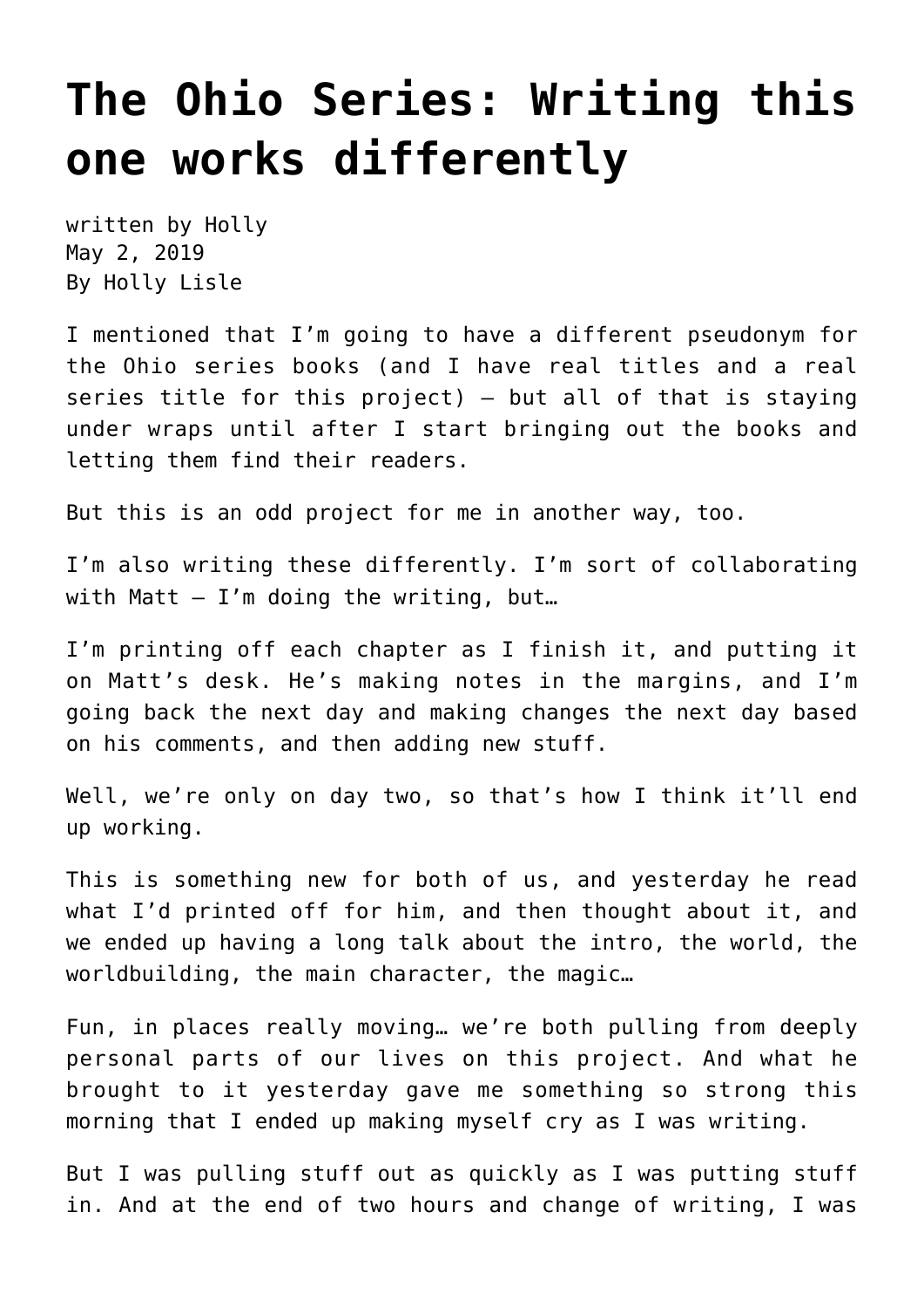# The Ohio Series: Writing this one works differently

written by Holly
May 2, 2019
By Holly Lisle

I mentioned that I'm going to have a different pseudonym for the Ohio series books (and I have real titles and a real series title for this project) — but all of that is staying under wraps until after I start bringing out the books and letting them find their readers.

But this is an odd project for me in another way, too.

I'm also writing these differently. I'm sort of collaborating with Matt — I'm doing the writing, but…

I'm printing off each chapter as I finish it, and putting it on Matt's desk. He's making notes in the margins, and I'm going back the next day and making changes the next day based on his comments, and then adding new stuff.

Well, we're only on day two, so that's how I think it'll end up working.

This is something new for both of us, and yesterday he read what I'd printed off for him, and then thought about it, and we ended up having a long talk about the intro, the world, the worldbuilding, the main character, the magic…

Fun, in places really moving… we're both pulling from deeply personal parts of our lives on this project. And what he brought to it yesterday gave me something so strong this morning that I ended up making myself cry as I was writing.

But I was pulling stuff out as quickly as I was putting stuff in. And at the end of two hours and change of writing, I was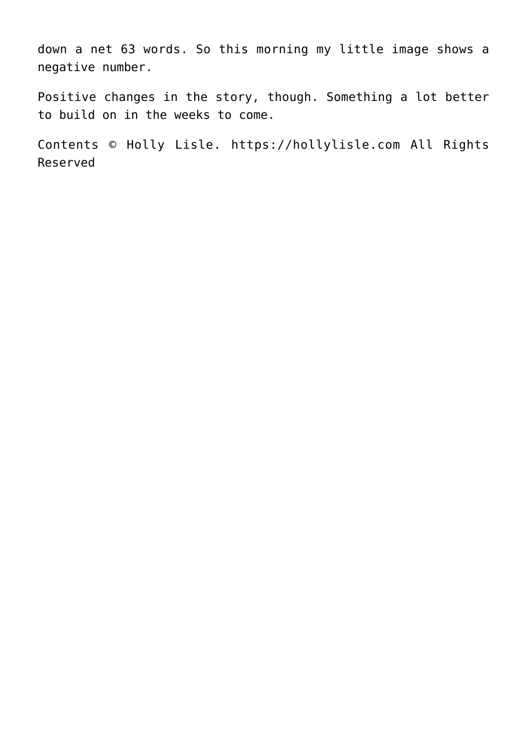down a net 63 words. So this morning my little image shows a negative number.

Positive changes in the story, though. Something a lot better to build on in the weeks to come.

Contents © Holly Lisle. https://hollylisle.com All Rights Reserved